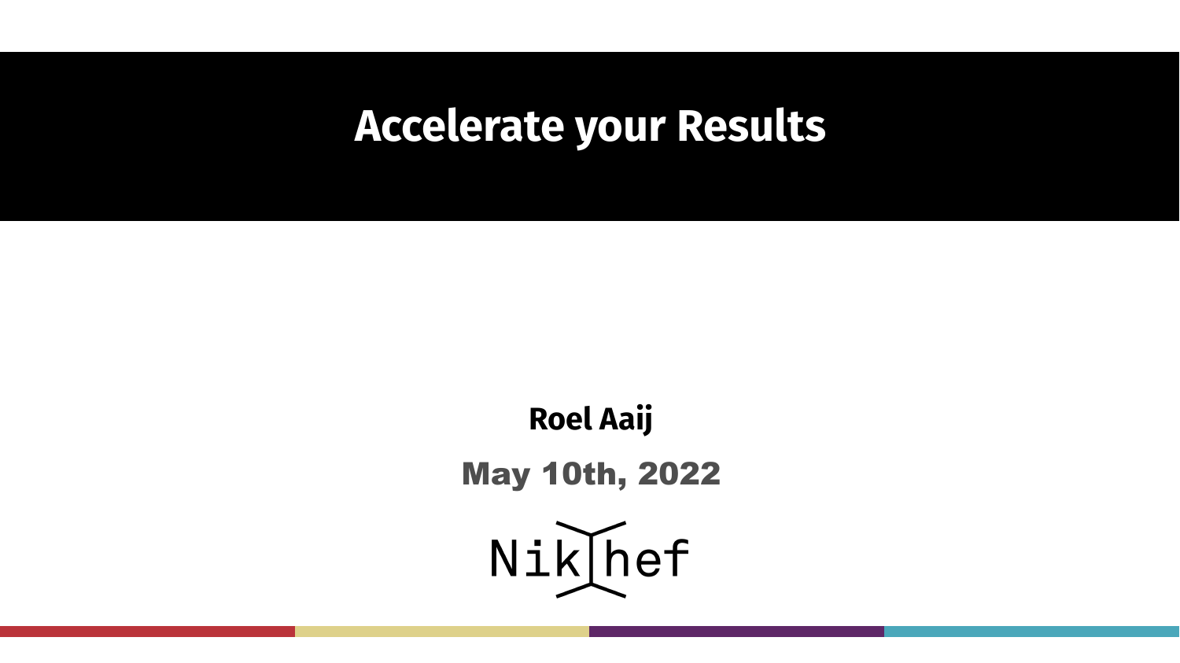# Accelerate your Results

**Roel Aaij**

**May 10th, 2022**

Nikhef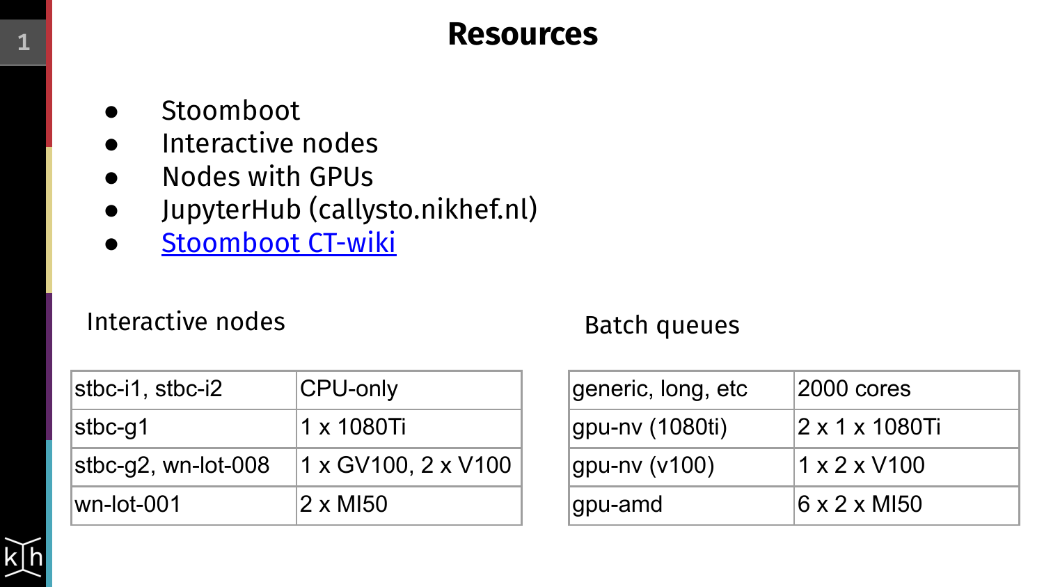# Resources

- Stoomboot
- Interactive nodes
- Nodes with GPUs
- JupyterHub (callysto.nikhef.nl)
- [Stoomboot CT-wiki]()

## Interactive nodes

| stbc-i1, stbc-i2 | CPU-only |
|---|---|
| stbc-g1 | 1 x 1080Ti |
| stbc-g2, wn-lot-008 | 1 x GV100, 2 x V100 |
| wn-lot-001 | 2 x MI50 |

## Batch queues

| generic, long, etc | 2000 cores |
|---|---|
| gpu-nv (1080ti) | 2 x 1 x 1080Ti |
| gpu-nv (v100) | 1 x 2 x V100 |
| gpu-amd | 6 x 2 x MI50 |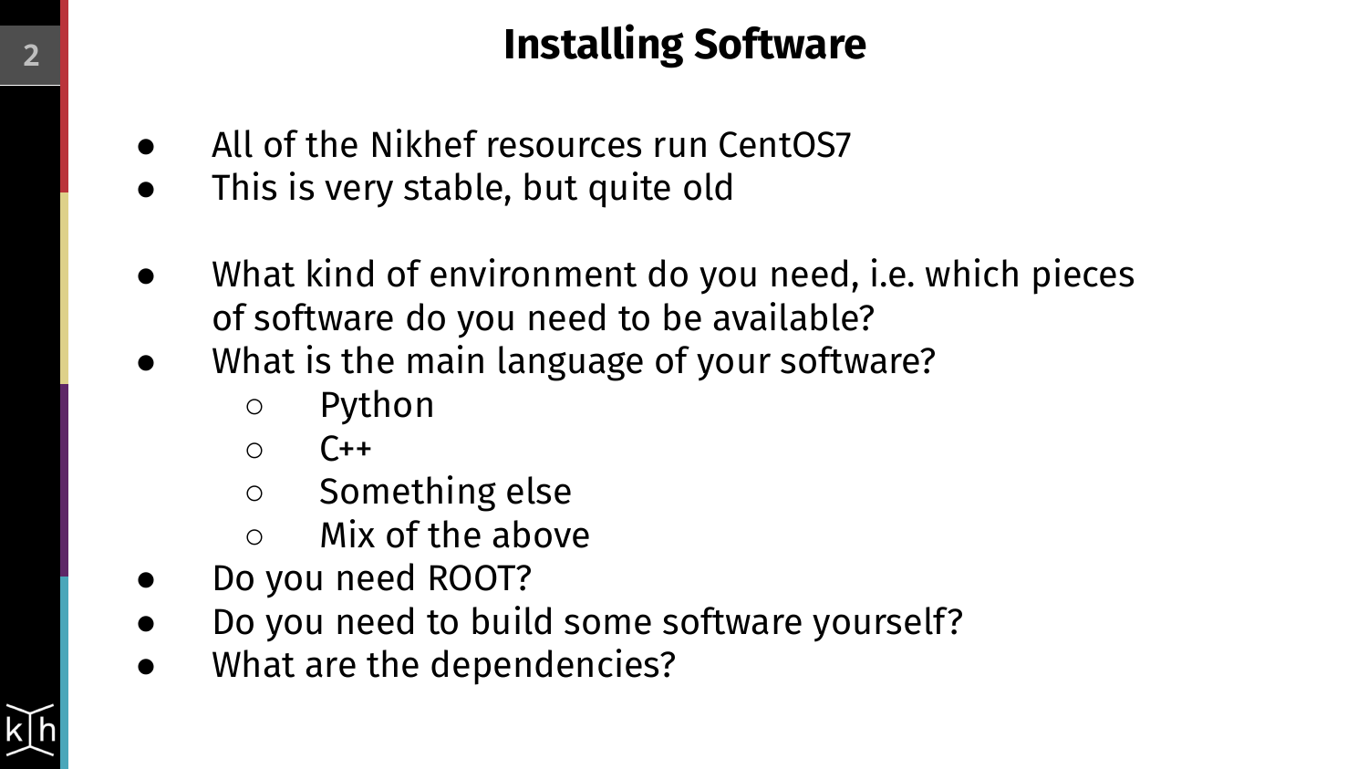# Installing Software

- All of the Nikhef resources run CentOS7
- This is very stable, but quite old

- What kind of environment do you need, i.e. which pieces of software do you need to be available?
- What is the main language of your software?
  - Python
  - C++
  - Something else
  - Mix of the above
- Do you need ROOT?
- Do you need to build some software yourself?
- What are the dependencies?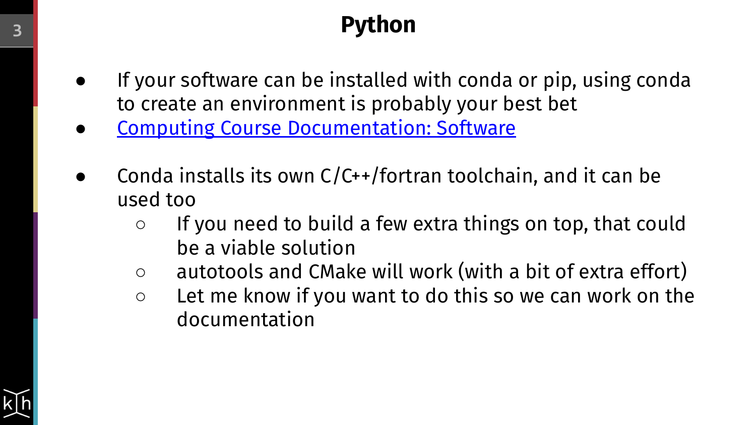# Python

- If your software can be installed with conda or pip, using conda to create an environment is probably your best bet
- Computing Course Documentation: Software

- Conda installs its own C/C++/fortran toolchain, and it can be used too
  - If you need to build a few extra things on top, that could be a viable solution
  - autotools and CMake will work (with a bit of extra effort)
  - Let me know if you want to do this so we can work on the documentation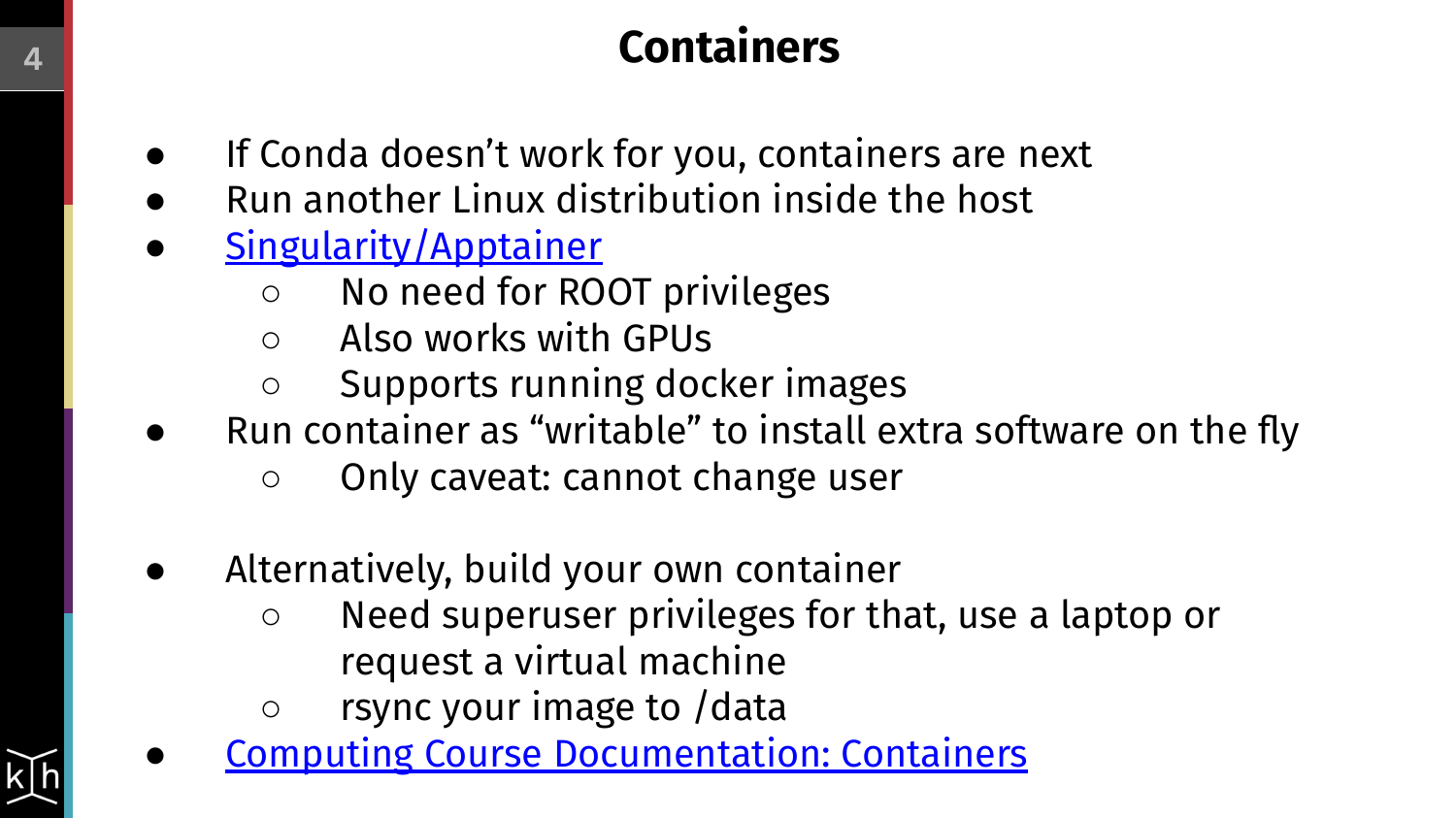# Containers

- If Conda doesn't work for you, containers are next
- Run another Linux distribution inside the host
- Singularity/Apptainer
  - No need for ROOT privileges
  - Also works with GPUs
  - Supports running docker images
- Run container as "writable" to install extra software on the fly
  - Only caveat: cannot change user

- Alternatively, build your own container
  - Need superuser privileges for that, use a laptop or request a virtual machine
  - rsync your image to /data
- Computing Course Documentation: Containers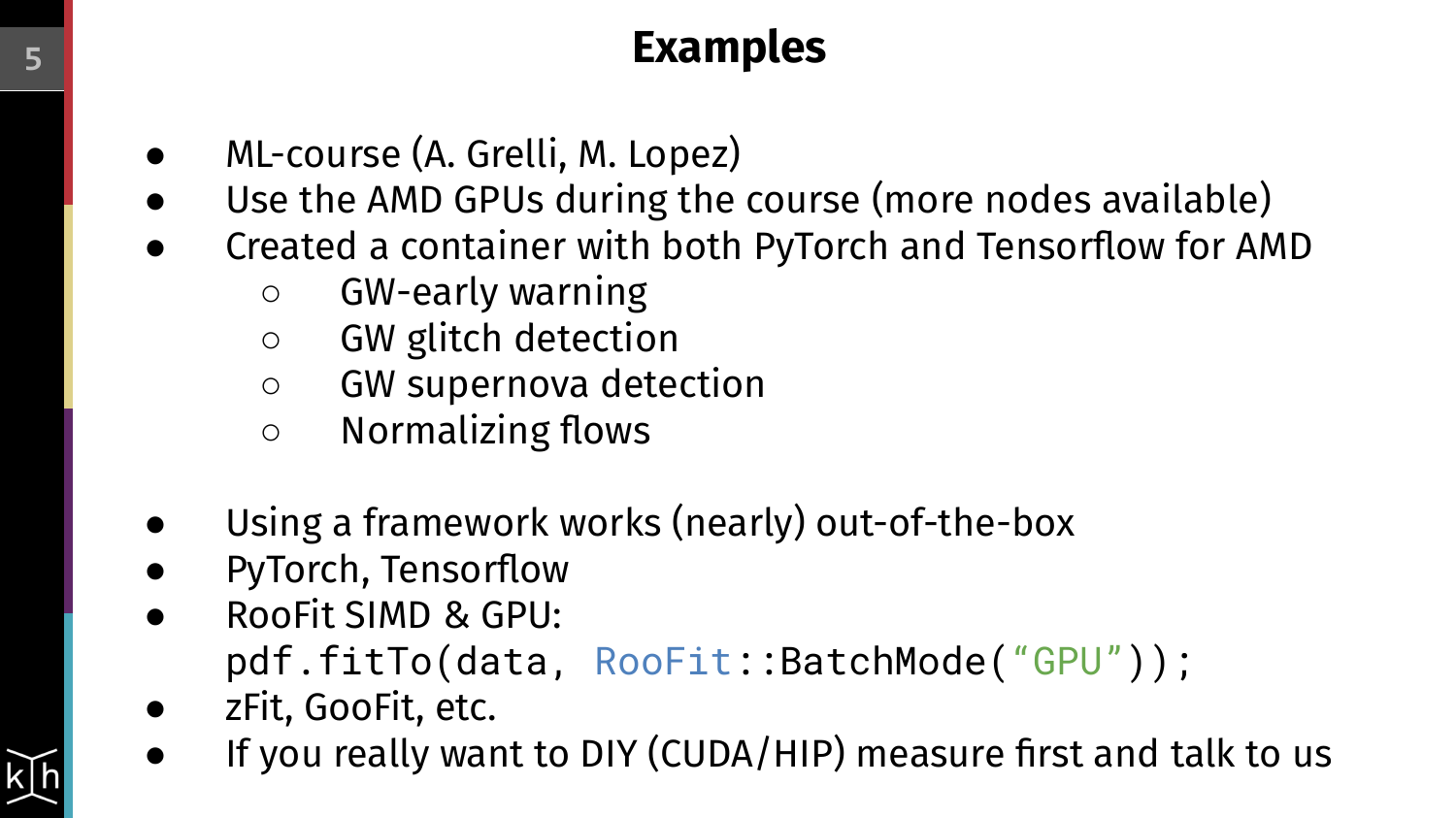# Examples

- ML-course (A. Grelli, M. Lopez)
- Use the AMD GPUs during the course (more nodes available)
- Created a container with both PyTorch and Tensorflow for AMD
  - GW-early warning
  - GW glitch detection
  - GW supernova detection
  - Normalizing flows

- Using a framework works (nearly) out-of-the-box
- PyTorch, Tensorflow
- RooFit SIMD & GPU:
  ```
  pdf.fitTo(data, RooFit::BatchMode("GPU"));
  ```
- zFit, GooFit, etc.
- If you really want to DIY (CUDA/HIP) measure first and talk to us